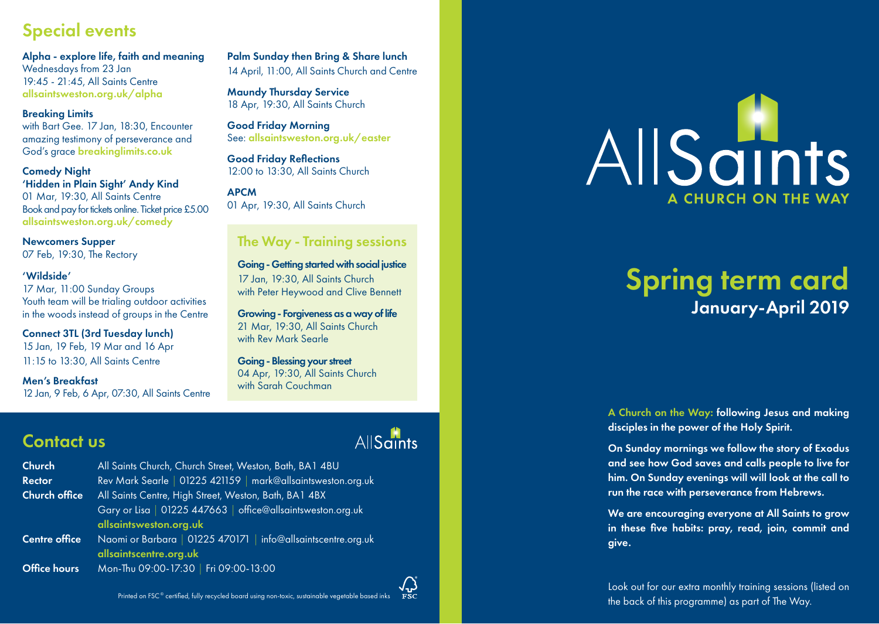## Special events

**Alpha - explore life, faith and meaning**
Wednesdays from 23 Jan
19:45 - 21:45, All Saints Centre
allsaintsweston.org.uk/alpha

**Breaking Limits**
with Bart Gee. 17 Jan, 18:30, Encounter amazing testimony of perseverance and God's grace breakinglimits.co.uk

**Comedy Night**
**'Hidden in Plain Sight' Andy Kind**
01 Mar, 19:30, All Saints Centre
Book and pay for tickets online. Ticket price £5.00
allsaintsweston.org.uk/comedy

**Newcomers Supper**
07 Feb, 19:30, The Rectory

**'Wildside'**
17 Mar, 11:00 Sunday Groups
Youth team will be trialing outdoor activities in the woods instead of groups in the Centre

**Connect 3TL (3rd Tuesday lunch)**
15 Jan, 19 Feb, 19 Mar and 16 Apr
11:15 to 13:30, All Saints Centre

**Men's Breakfast**
12 Jan, 9 Feb, 6 Apr, 07:30, All Saints Centre

**Palm Sunday then Bring & Share lunch**
14 April, 11:00, All Saints Church and Centre

**Maundy Thursday Service**
18 Apr, 19:30, All Saints Church

**Good Friday Morning**
See: allsaintsweston.org.uk/easter

**Good Friday Reflections**
12:00 to 13:30, All Saints Church

**APCM**
01 Apr, 19:30, All Saints Church

### The Way - Training sessions

**Going - Getting started with social justice**
17 Jan, 19:30, All Saints Church
with Peter Heywood and Clive Bennett

**Growing - Forgiveness as a way of life**
21 Mar, 19:30, All Saints Church
with Rev Mark Searle

**Going - Blessing your street**
04 Apr, 19:30, All Saints Church
with Sarah Couchman

## Contact us

AllSaints

| | |
|---|---|
| **Church** | All Saints Church, Church Street, Weston, Bath, BA1 4BU |
| **Rector** | Rev Mark Searle \| 01225 421159 \| mark@allsaintsweston.org.uk |
| **Church office** | All Saints Centre, High Street, Weston, Bath, BA1 4BX<br>Gary or Lisa \| 01225 447663 \| office@allsaintsweston.org.uk<br>allsaintsweston.org.uk |
| **Centre office** | Naomi or Barbara \| 01225 470171 \| info@allsaintscentre.org.uk<br>allsaintscentre.org.uk |
| **Office hours** | Mon-Thu 09:00-17:30 \| Fri 09:00-13:00 |

Printed on FSC® certified, fully recycled board using non-toxic, sustainable vegetable based inks

# AllSaints

A CHURCH ON THE WAY

# Spring term card

## January-April 2019

**A Church on the Way: following Jesus and making disciples in the power of the Holy Spirit.**

**On Sunday mornings we follow the story of Exodus and see how God saves and calls people to live for him. On Sunday evenings will will look at the call to run the race with perseverance from Hebrews.**

**We are encouraging everyone at All Saints to grow in these five habits: pray, read, join, commit and give.**

Look out for our extra monthly training sessions (listed on the back of this programme) as part of The Way.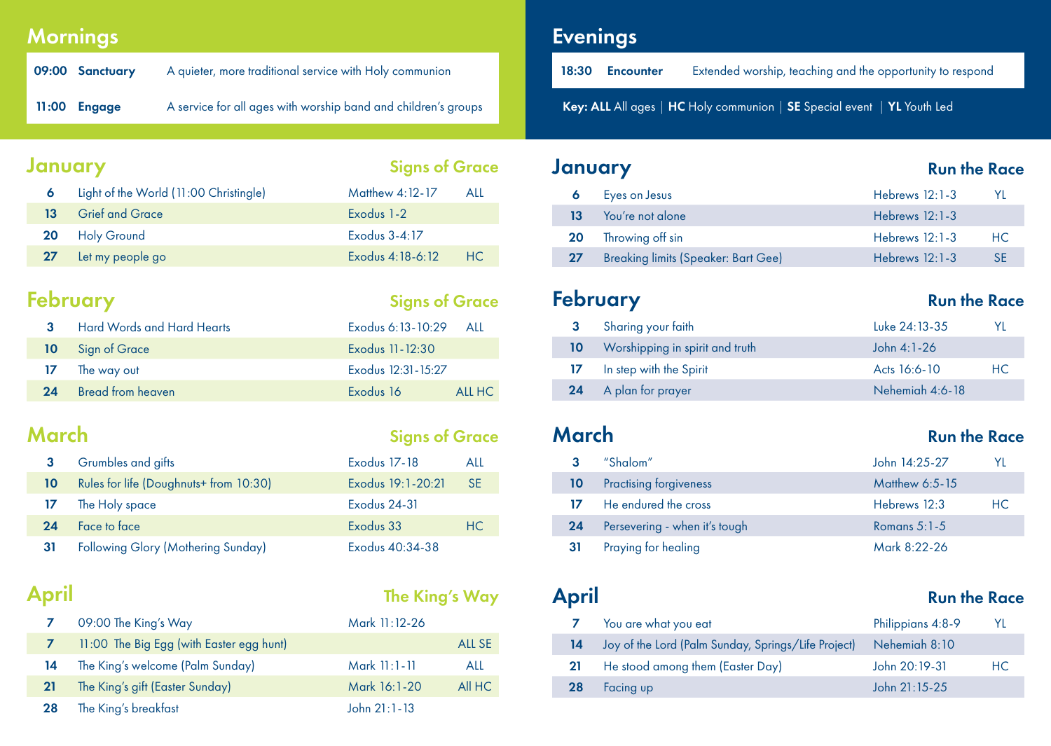## Mornings

| | | |
|---|---|---|
| 09:00 | **Sanctuary** | A quieter, more traditional service with Holy communion |
| 11:00 | **Engage** | A service for all ages with worship band and children's groups |

### January — Signs of Grace

| | | | |
|---|---|---|---|
| 6 | Light of the World (11:00 Christingle) | Matthew 4:12-17 | ALL |
| 13 | Grief and Grace | Exodus 1-2 | |
| 20 | Holy Ground | Exodus 3-4:17 | |
| 27 | Let my people go | Exodus 4:18-6:12 | HC |

### February — Signs of Grace

| | | | |
|---|---|---|---|
| 3 | Hard Words and Hard Hearts | Exodus 6:13-10:29 | ALL |
| 10 | Sign of Grace | Exodus 11-12:30 | |
| 17 | The way out | Exodus 12:31-15:27 | |
| 24 | Bread from heaven | Exodus 16 | ALL HC |

### March — Signs of Grace

| | | | |
|---|---|---|---|
| 3 | Grumbles and gifts | Exodus 17-18 | ALL |
| 10 | Rules for life (Doughnuts+ from 10:30) | Exodus 19:1-20:21 | SE |
| 17 | The Holy space | Exodus 24-31 | |
| 24 | Face to face | Exodus 33 | HC |
| 31 | Following Glory (Mothering Sunday) | Exodus 40:34-38 | |

### April — The King's Way

| | | | |
|---|---|---|---|
| 7 | 09:00 The King's Way | Mark 11:12-26 | |
| 7 | 11:00 The Big Egg (with Easter egg hunt) | | ALL SE |
| 14 | The King's welcome (Palm Sunday) | Mark 11:1-11 | ALL |
| 21 | The King's gift (Easter Sunday) | Mark 16:1-20 | All HC |
| 28 | The King's breakfast | John 21:1-13 | |

## Evenings

| | | |
|---|---|---|
| 18:30 | **Encounter** | Extended worship, teaching and the opportunity to respond |

**Key: ALL** All ages | **HC** Holy communion | **SE** Special event | **YL** Youth Led

### January — Run the Race

| | | | |
|---|---|---|---|
| 6 | Eyes on Jesus | Hebrews 12:1-3 | YL |
| 13 | You're not alone | Hebrews 12:1-3 | |
| 20 | Throwing off sin | Hebrews 12:1-3 | HC |
| 27 | Breaking limits (Speaker: Bart Gee) | Hebrews 12:1-3 | SE |

### February — Run the Race

| | | | |
|---|---|---|---|
| 3 | Sharing your faith | Luke 24:13-35 | YL |
| 10 | Worshipping in spirit and truth | John 4:1-26 | |
| 17 | In step with the Spirit | Acts 16:6-10 | HC |
| 24 | A plan for prayer | Nehemiah 4:6-18 | |

### March — Run the Race

| | | | |
|---|---|---|---|
| 3 | "Shalom" | John 14:25-27 | YL |
| 10 | Practising forgiveness | Matthew 6:5-15 | |
| 17 | He endured the cross | Hebrews 12:3 | HC |
| 24 | Persevering - when it's tough | Romans 5:1-5 | |
| 31 | Praying for healing | Mark 8:22-26 | |

### April — Run the Race

| | | | |
|---|---|---|---|
| 7 | You are what you eat | Philippians 4:8-9 | YL |
| 14 | Joy of the Lord (Palm Sunday, Springs/Life Project) | Nehemiah 8:10 | |
| 21 | He stood among them (Easter Day) | John 20:19-31 | HC |
| 28 | Facing up | John 21:15-25 | |